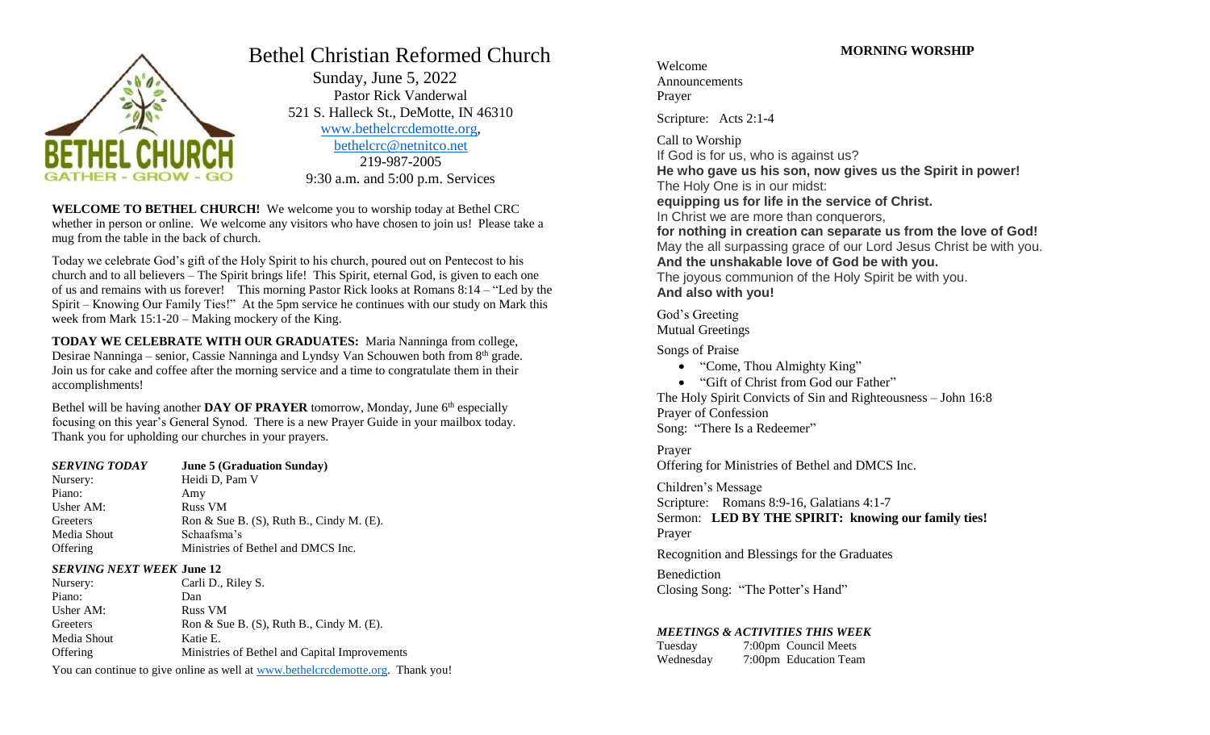# Bethel Christian Reformed Church

Sunday, June 5, 2022
Pastor Rick Vanderwal
521 S. Halleck St., DeMotte, IN 46310
www.bethelcrcdemotte.org,
bethelcrc@netnitco.net
219-987-2005
9:30 a.m. and 5:00 p.m. Services

**WELCOME TO BETHEL CHURCH!** We welcome you to worship today at Bethel CRC whether in person or online. We welcome any visitors who have chosen to join us! Please take a mug from the table in the back of church.

Today we celebrate God's gift of the Holy Spirit to his church, poured out on Pentecost to his church and to all believers – The Spirit brings life! This Spirit, eternal God, is given to each one of us and remains with us forever! This morning Pastor Rick looks at Romans 8:14 – "Led by the Spirit – Knowing Our Family Ties!" At the 5pm service he continues with our study on Mark this week from Mark 15:1-20 – Making mockery of the King.

**TODAY WE CELEBRATE WITH OUR GRADUATES:** Maria Nanninga from college, Desirae Nanninga – senior, Cassie Nanninga and Lyndsy Van Schouwen both from 8th grade. Join us for cake and coffee after the morning service and a time to congratulate them in their accomplishments!

Bethel will be having another **DAY OF PRAYER** tomorrow, Monday, June 6th especially focusing on this year's General Synod. There is a new Prayer Guide in your mailbox today. Thank you for upholding our churches in your prayers.

| ***SERVING TODAY*** | **June 5 (Graduation Sunday)** |
|---|---|
| Nursery: | Heidi D, Pam V |
| Piano: | Amy |
| Usher AM: | Russ VM |
| Greeters | Ron & Sue B. (S), Ruth B., Cindy M. (E). |
| Media Shout | Schaafsma's |
| Offering | Ministries of Bethel and DMCS Inc. |

| ***SERVING NEXT WEEK*** **June 12** | |
|---|---|
| Nursery: | Carli D., Riley S. |
| Piano: | Dan |
| Usher AM: | Russ VM |
| Greeters | Ron & Sue B. (S), Ruth B., Cindy M. (E). |
| Media Shout | Katie E. |
| Offering | Ministries of Bethel and Capital Improvements |

You can continue to give online as well at www.bethelcrcdemotte.org. Thank you!

## MORNING WORSHIP

Welcome
Announcements
Prayer

Scripture: Acts 2:1-4

Call to Worship
If God is for us, who is against us?
**He who gave us his son, now gives us the Spirit in power!**
The Holy One is in our midst:
**equipping us for life in the service of Christ.**
In Christ we are more than conquerors,
**for nothing in creation can separate us from the love of God!**
May the all surpassing grace of our Lord Jesus Christ be with you.
**And the unshakable love of God be with you.**
The joyous communion of the Holy Spirit be with you.
**And also with you!**

God's Greeting
Mutual Greetings

Songs of Praise

- "Come, Thou Almighty King"
- "Gift of Christ from God our Father"

The Holy Spirit Convicts of Sin and Righteousness – John 16:8
Prayer of Confession
Song: "There Is a Redeemer"

Prayer
Offering for Ministries of Bethel and DMCS Inc.

Children's Message
Scripture: Romans 8:9-16, Galatians 4:1-7
Sermon: **LED BY THE SPIRIT: knowing our family ties!**
Prayer

Recognition and Blessings for the Graduates

Benediction
Closing Song: "The Potter's Hand"

### *MEETINGS & ACTIVITIES THIS WEEK*

| | |
|---|---|
| Tuesday | 7:00pm Council Meets |
| Wednesday | 7:00pm Education Team |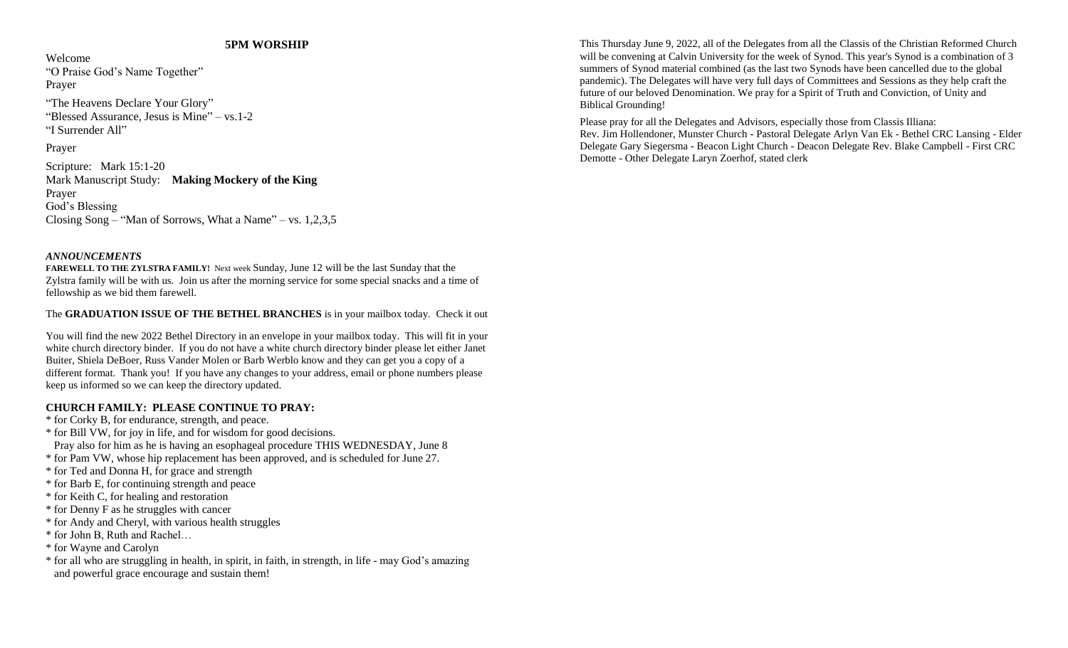## 5PM WORSHIP

Welcome
"O Praise God's Name Together"
Prayer

"The Heavens Declare Your Glory"
"Blessed Assurance, Jesus is Mine" – vs.1-2
"I Surrender All"

Prayer

Scripture: Mark 15:1-20
Mark Manuscript Study: **Making Mockery of the King**
Prayer
God's Blessing
Closing Song – "Man of Sorrows, What a Name" – vs. 1,2,3,5

### *ANNOUNCEMENTS*

**FAREWELL TO THE ZYLSTRA FAMILY!** Next week Sunday, June 12 will be the last Sunday that the Zylstra family will be with us. Join us after the morning service for some special snacks and a time of fellowship as we bid them farewell.

The **GRADUATION ISSUE OF THE BETHEL BRANCHES** is in your mailbox today. Check it out

You will find the new 2022 Bethel Directory in an envelope in your mailbox today. This will fit in your white church directory binder. If you do not have a white church directory binder please let either Janet Buiter, Shiela DeBoer, Russ Vander Molen or Barb Werblo know and they can get you a copy of a different format. Thank you! If you have any changes to your address, email or phone numbers please keep us informed so we can keep the directory updated.

**CHURCH FAMILY: PLEASE CONTINUE TO PRAY:**

* for Corky B, for endurance, strength, and peace.
* for Bill VW, for joy in life, and for wisdom for good decisions.
  Pray also for him as he is having an esophageal procedure THIS WEDNESDAY, June 8
* for Pam VW, whose hip replacement has been approved, and is scheduled for June 27.
* for Ted and Donna H, for grace and strength
* for Barb E, for continuing strength and peace
* for Keith C, for healing and restoration
* for Denny F as he struggles with cancer
* for Andy and Cheryl, with various health struggles
* for John B, Ruth and Rachel…
* for Wayne and Carolyn
* for all who are struggling in health, in spirit, in faith, in strength, in life - may God's amazing and powerful grace encourage and sustain them!

This Thursday June 9, 2022, all of the Delegates from all the Classis of the Christian Reformed Church will be convening at Calvin University for the week of Synod. This year's Synod is a combination of 3 summers of Synod material combined (as the last two Synods have been cancelled due to the global pandemic). The Delegates will have very full days of Committees and Sessions as they help craft the future of our beloved Denomination. We pray for a Spirit of Truth and Conviction, of Unity and Biblical Grounding!

Please pray for all the Delegates and Advisors, especially those from Classis Illiana:
Rev. Jim Hollendoner, Munster Church - Pastoral Delegate Arlyn Van Ek - Bethel CRC Lansing - Elder Delegate Gary Siegersma - Beacon Light Church - Deacon Delegate Rev. Blake Campbell - First CRC Demotte - Other Delegate Laryn Zoerhof, stated clerk